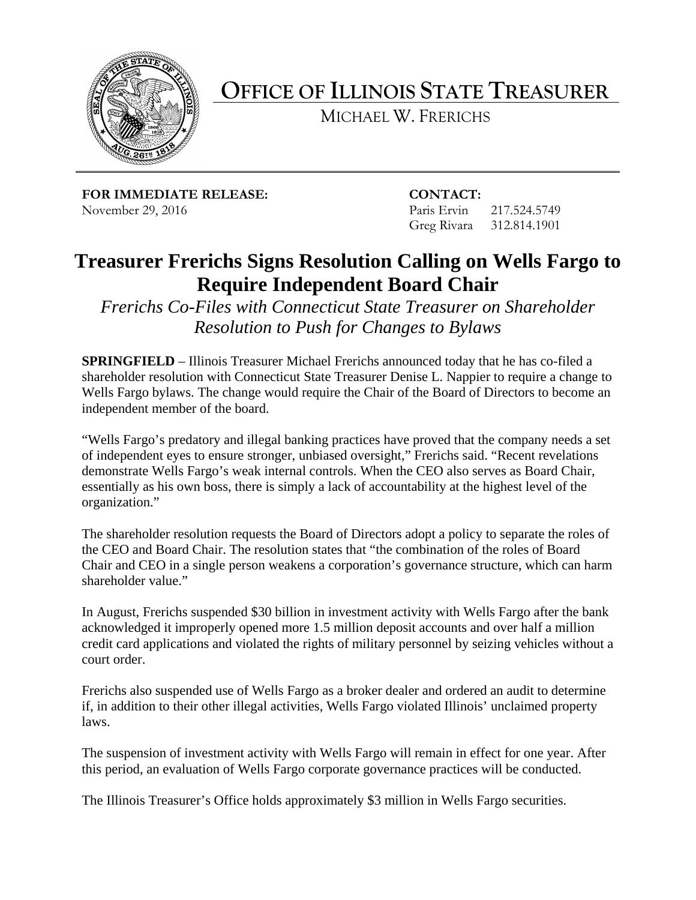# OFFICE OF ILLINOIS STATE TREASURER

MICHAEL W. FRERICHS

**FOR IMMEDIATE RELEASE:**
November 29, 2016

**CONTACT:**
Paris Ervin 217.524.5749
Greg Rivara 312.814.1901

## Treasurer Frerichs Signs Resolution Calling on Wells Fargo to Require Independent Board Chair

*Frerichs Co-Files with Connecticut State Treasurer on Shareholder Resolution to Push for Changes to Bylaws*

**SPRINGFIELD** – Illinois Treasurer Michael Frerichs announced today that he has co-filed a shareholder resolution with Connecticut State Treasurer Denise L. Nappier to require a change to Wells Fargo bylaws. The change would require the Chair of the Board of Directors to become an independent member of the board.

"Wells Fargo's predatory and illegal banking practices have proved that the company needs a set of independent eyes to ensure stronger, unbiased oversight," Frerichs said. "Recent revelations demonstrate Wells Fargo's weak internal controls. When the CEO also serves as Board Chair, essentially as his own boss, there is simply a lack of accountability at the highest level of the organization."

The shareholder resolution requests the Board of Directors adopt a policy to separate the roles of the CEO and Board Chair. The resolution states that "the combination of the roles of Board Chair and CEO in a single person weakens a corporation's governance structure, which can harm shareholder value."

In August, Frerichs suspended $30 billion in investment activity with Wells Fargo after the bank acknowledged it improperly opened more 1.5 million deposit accounts and over half a million credit card applications and violated the rights of military personnel by seizing vehicles without a court order.

Frerichs also suspended use of Wells Fargo as a broker dealer and ordered an audit to determine if, in addition to their other illegal activities, Wells Fargo violated Illinois' unclaimed property laws.

The suspension of investment activity with Wells Fargo will remain in effect for one year. After this period, an evaluation of Wells Fargo corporate governance practices will be conducted.

The Illinois Treasurer's Office holds approximately $3 million in Wells Fargo securities.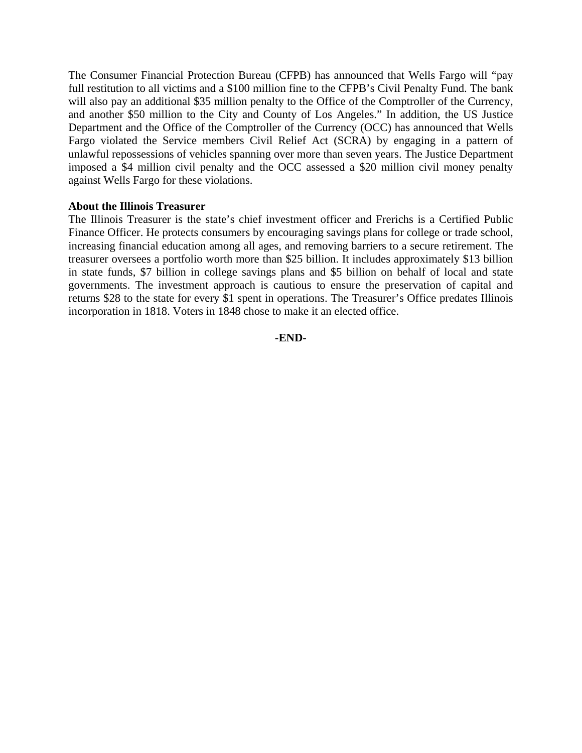The Consumer Financial Protection Bureau (CFPB) has announced that Wells Fargo will "pay full restitution to all victims and a $100 million fine to the CFPB's Civil Penalty Fund. The bank will also pay an additional $35 million penalty to the Office of the Comptroller of the Currency, and another $50 million to the City and County of Los Angeles." In addition, the US Justice Department and the Office of the Comptroller of the Currency (OCC) has announced that Wells Fargo violated the Service members Civil Relief Act (SCRA) by engaging in a pattern of unlawful repossessions of vehicles spanning over more than seven years. The Justice Department imposed a $4 million civil penalty and the OCC assessed a $20 million civil money penalty against Wells Fargo for these violations.

**About the Illinois Treasurer**

The Illinois Treasurer is the state's chief investment officer and Frerichs is a Certified Public Finance Officer. He protects consumers by encouraging savings plans for college or trade school, increasing financial education among all ages, and removing barriers to a secure retirement. The treasurer oversees a portfolio worth more than $25 billion. It includes approximately $13 billion in state funds, $7 billion in college savings plans and $5 billion on behalf of local and state governments. The investment approach is cautious to ensure the preservation of capital and returns $28 to the state for every $1 spent in operations. The Treasurer's Office predates Illinois incorporation in 1818. Voters in 1848 chose to make it an elected office.

**-END-**